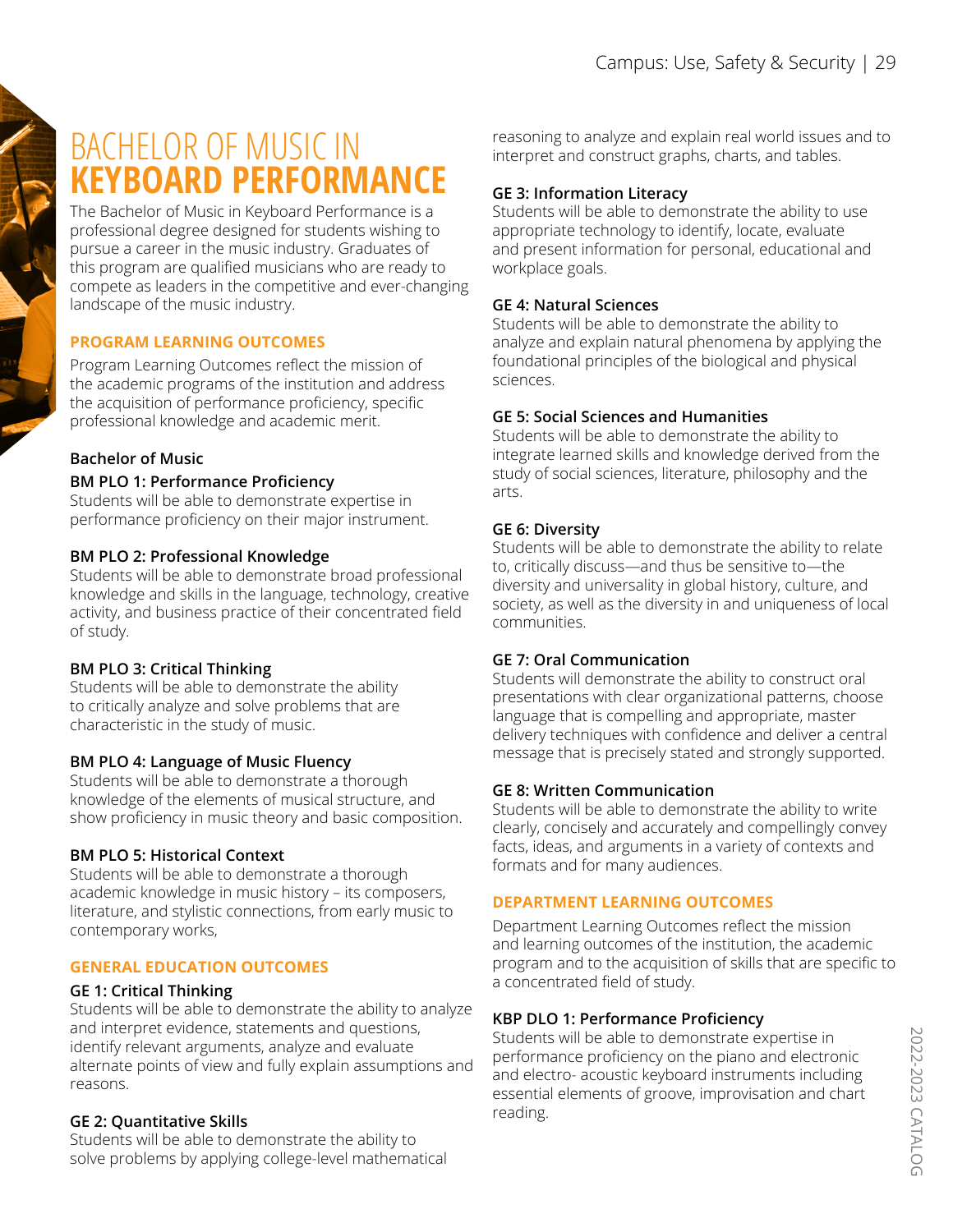# BACHELOR OF MUSIC IN **KEYBOARD PERFORMANCE**

The Bachelor of Music in Keyboard Performance is a professional degree designed for students wishing to pursue a career in the music industry. Graduates of this program are qualified musicians who are ready to compete as leaders in the competitive and ever-changing landscape of the music industry.

## PROGRAM LEARNING OUTCOMES

Program Learning Outcomes reflect the mission of the academic programs of the institution and address the acquisition of performance proficiency, specific professional knowledge and academic merit.

### Bachelor of Music

**BM PLO 1: Performance Proficiency**
Students will be able to demonstrate expertise in performance proficiency on their major instrument.

**BM PLO 2: Professional Knowledge**
Students will be able to demonstrate broad professional knowledge and skills in the language, technology, creative activity, and business practice of their concentrated field of study.

**BM PLO 3: Critical Thinking**
Students will be able to demonstrate the ability to critically analyze and solve problems that are characteristic in the study of music.

**BM PLO 4: Language of Music Fluency**
Students will be able to demonstrate a thorough knowledge of the elements of musical structure, and show proficiency in music theory and basic composition.

**BM PLO 5: Historical Context**
Students will be able to demonstrate a thorough academic knowledge in music history – its composers, literature, and stylistic connections, from early music to contemporary works,

## GENERAL EDUCATION OUTCOMES

**GE 1: Critical Thinking**
Students will be able to demonstrate the ability to analyze and interpret evidence, statements and questions, identify relevant arguments, analyze and evaluate alternate points of view and fully explain assumptions and reasons.

**GE 2: Quantitative Skills**
Students will be able to demonstrate the ability to solve problems by applying college-level mathematical reasoning to analyze and explain real world issues and to interpret and construct graphs, charts, and tables.

**GE 3: Information Literacy**
Students will be able to demonstrate the ability to use appropriate technology to identify, locate, evaluate and present information for personal, educational and workplace goals.

**GE 4: Natural Sciences**
Students will be able to demonstrate the ability to analyze and explain natural phenomena by applying the foundational principles of the biological and physical sciences.

**GE 5: Social Sciences and Humanities**
Students will be able to demonstrate the ability to integrate learned skills and knowledge derived from the study of social sciences, literature, philosophy and the arts.

**GE 6: Diversity**
Students will be able to demonstrate the ability to relate to, critically discuss—and thus be sensitive to—the diversity and universality in global history, culture, and society, as well as the diversity in and uniqueness of local communities.

**GE 7: Oral Communication**
Students will demonstrate the ability to construct oral presentations with clear organizational patterns, choose language that is compelling and appropriate, master delivery techniques with confidence and deliver a central message that is precisely stated and strongly supported.

**GE 8: Written Communication**
Students will be able to demonstrate the ability to write clearly, concisely and accurately and compellingly convey facts, ideas, and arguments in a variety of contexts and formats and for many audiences.

## DEPARTMENT LEARNING OUTCOMES

Department Learning Outcomes reflect the mission and learning outcomes of the institution, the academic program and to the acquisition of skills that are specific to a concentrated field of study.

**KBP DLO 1: Performance Proficiency**
Students will be able to demonstrate expertise in performance proficiency on the piano and electronic and electro- acoustic keyboard instruments including essential elements of groove, improvisation and chart reading.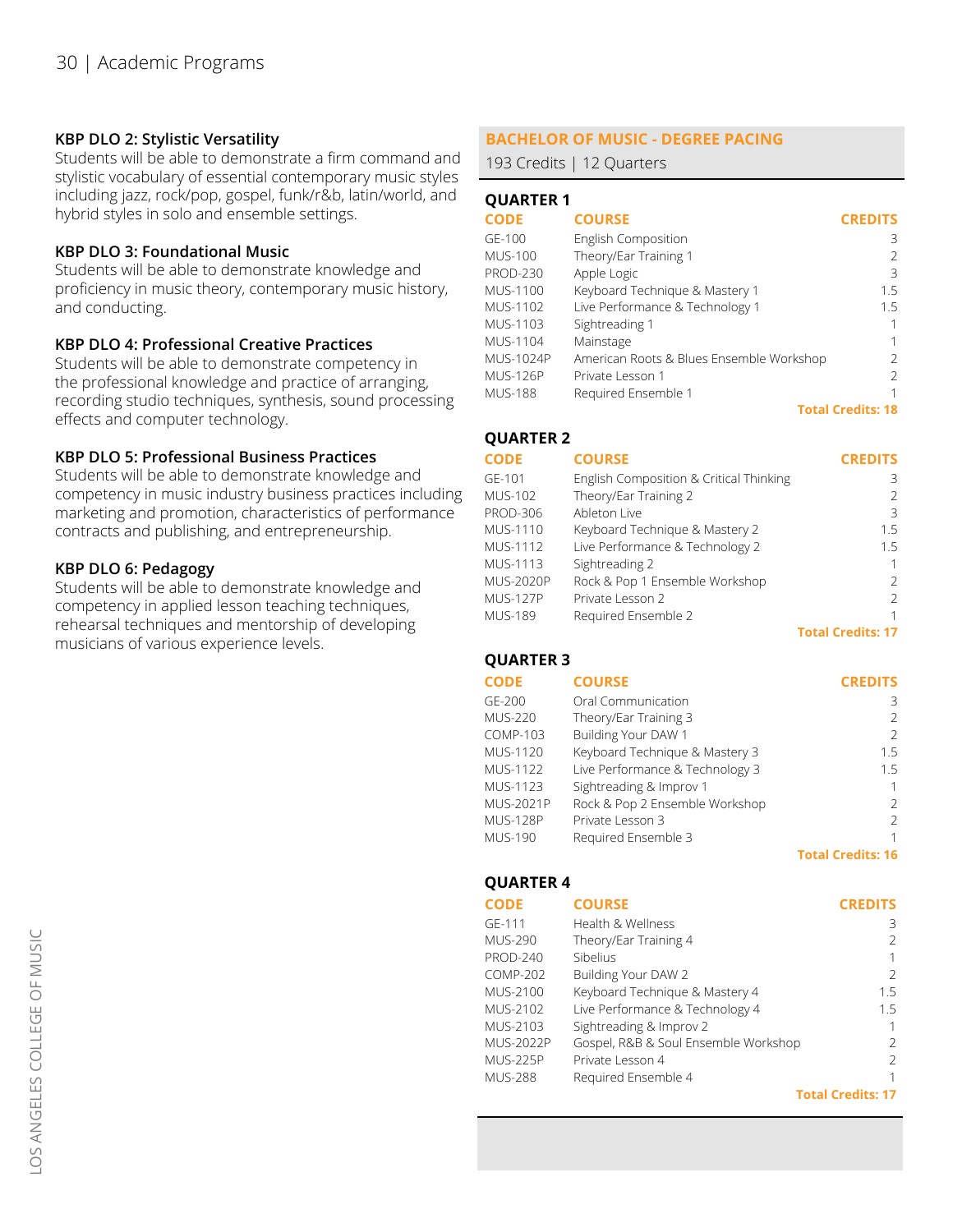### KBP DLO 2: Stylistic Versatility

Students will be able to demonstrate a firm command and stylistic vocabulary of essential contemporary music styles including jazz, rock/pop, gospel, funk/r&b, latin/world, and hybrid styles in solo and ensemble settings.

### KBP DLO 3: Foundational Music

Students will be able to demonstrate knowledge and proficiency in music theory, contemporary music history, and conducting.

### KBP DLO 4: Professional Creative Practices

Students will be able to demonstrate competency in the professional knowledge and practice of arranging, recording studio techniques, synthesis, sound processing effects and computer technology.

### KBP DLO 5: Professional Business Practices

Students will be able to demonstrate knowledge and competency in music industry business practices including marketing and promotion, characteristics of performance contracts and publishing, and entrepreneurship.

### KBP DLO 6: Pedagogy

Students will be able to demonstrate knowledge and competency in applied lesson teaching techniques, rehearsal techniques and mentorship of developing musicians of various experience levels.

## BACHELOR OF MUSIC - DEGREE PACING

193 Credits | 12 Quarters

### QUARTER 1

| CODE | COURSE | CREDITS |
|---|---|---|
| GE-100 | English Composition | 3 |
| MUS-100 | Theory/Ear Training 1 | 2 |
| PROD-230 | Apple Logic | 3 |
| MUS-1100 | Keyboard Technique & Mastery 1 | 1.5 |
| MUS-1102 | Live Performance & Technology 1 | 1.5 |
| MUS-1103 | Sightreading 1 | 1 |
| MUS-1104 | Mainstage | 1 |
| MUS-1024P | American Roots & Blues Ensemble Workshop | 2 |
| MUS-126P | Private Lesson 1 | 2 |
| MUS-188 | Required Ensemble 1 | 1 |
| | | **Total Credits: 18** |

### QUARTER 2

| CODE | COURSE | CREDITS |
|---|---|---|
| GE-101 | English Composition & Critical Thinking | 3 |
| MUS-102 | Theory/Ear Training 2 | 2 |
| PROD-306 | Ableton Live | 3 |
| MUS-1110 | Keyboard Technique & Mastery 2 | 1.5 |
| MUS-1112 | Live Performance & Technology 2 | 1.5 |
| MUS-1113 | Sightreading 2 | 1 |
| MUS-2020P | Rock & Pop 1 Ensemble Workshop | 2 |
| MUS-127P | Private Lesson 2 | 2 |
| MUS-189 | Required Ensemble 2 | 1 |
| | | **Total Credits: 17** |

### QUARTER 3

| CODE | COURSE | CREDITS |
|---|---|---|
| GE-200 | Oral Communication | 3 |
| MUS-220 | Theory/Ear Training 3 | 2 |
| COMP-103 | Building Your DAW 1 | 2 |
| MUS-1120 | Keyboard Technique & Mastery 3 | 1.5 |
| MUS-1122 | Live Performance & Technology 3 | 1.5 |
| MUS-1123 | Sightreading & Improv 1 | 1 |
| MUS-2021P | Rock & Pop 2 Ensemble Workshop | 2 |
| MUS-128P | Private Lesson 3 | 2 |
| MUS-190 | Required Ensemble 3 | 1 |
| | | **Total Credits: 16** |

### QUARTER 4

| CODE | COURSE | CREDITS |
|---|---|---|
| GE-111 | Health & Wellness | 3 |
| MUS-290 | Theory/Ear Training 4 | 2 |
| PROD-240 | Sibelius | 1 |
| COMP-202 | Building Your DAW 2 | 2 |
| MUS-2100 | Keyboard Technique & Mastery 4 | 1.5 |
| MUS-2102 | Live Performance & Technology 4 | 1.5 |
| MUS-2103 | Sightreading & Improv 2 | 1 |
| MUS-2022P | Gospel, R&B & Soul Ensemble Workshop | 2 |
| MUS-225P | Private Lesson 4 | 2 |
| MUS-288 | Required Ensemble 4 | 1 |
| | | **Total Credits: 17** |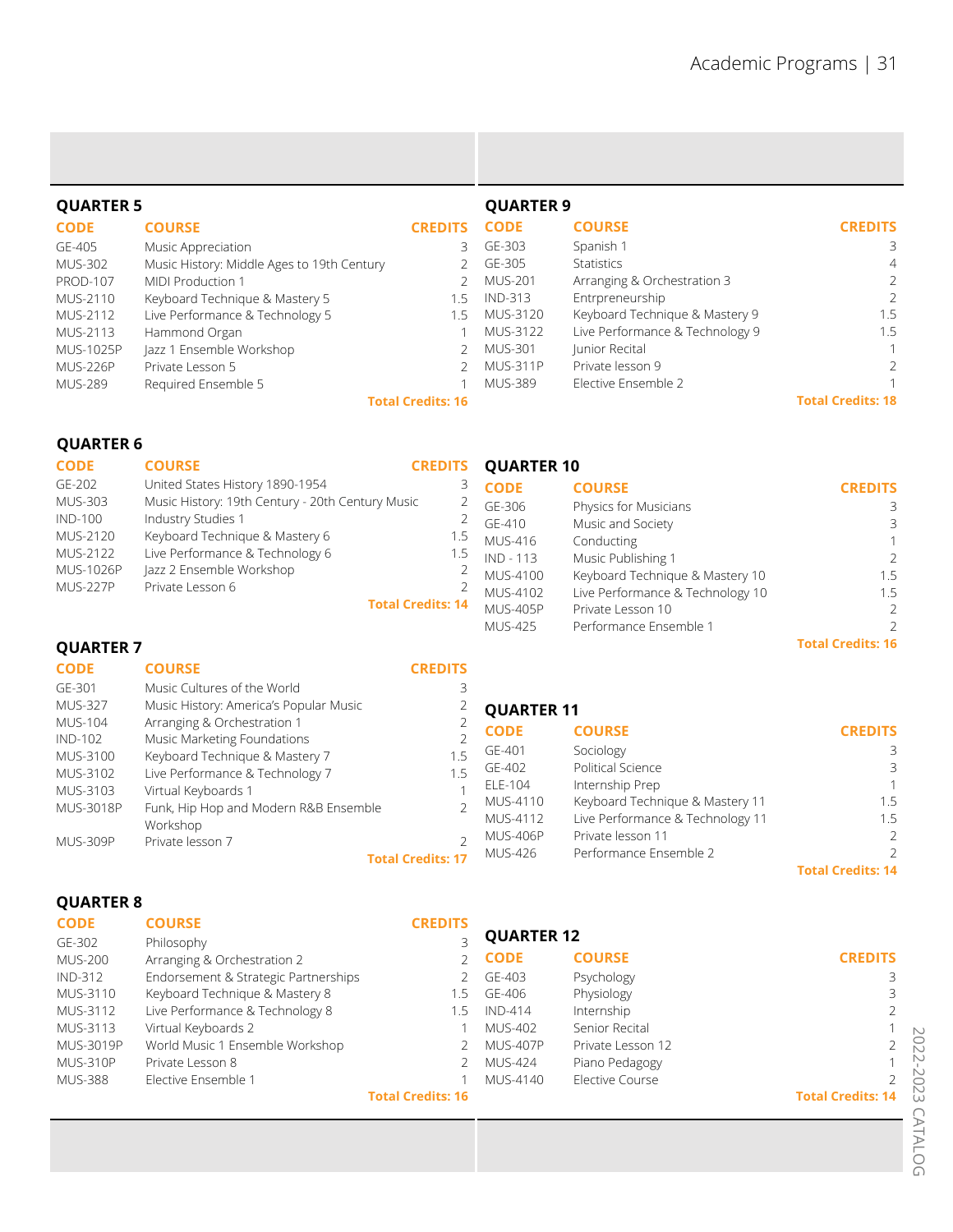## QUARTER 5

| CODE | COURSE | CREDITS |
|---|---|---|
| GE-405 | Music Appreciation | 3 |
| MUS-302 | Music History: Middle Ages to 19th Century | 2 |
| PROD-107 | MIDI Production 1 | 2 |
| MUS-2110 | Keyboard Technique & Mastery 5 | 1.5 |
| MUS-2112 | Live Performance & Technology 5 | 1.5 |
| MUS-2113 | Hammond Organ | 1 |
| MUS-1025P | Jazz 1 Ensemble Workshop | 2 |
| MUS-226P | Private Lesson 5 | 2 |
| MUS-289 | Required Ensemble 5 | 1 |
| | | **Total Credits: 16** |

## QUARTER 6

| CODE | COURSE | CREDITS |
|---|---|---|
| GE-202 | United States History 1890-1954 | 3 |
| MUS-303 | Music History: 19th Century - 20th Century Music | 2 |
| IND-100 | Industry Studies 1 | 2 |
| MUS-2120 | Keyboard Technique & Mastery 6 | 1.5 |
| MUS-2122 | Live Performance & Technology 6 | 1.5 |
| MUS-1026P | Jazz 2 Ensemble Workshop | 2 |
| MUS-227P | Private Lesson 6 | 2 |
| | | **Total Credits: 14** |

## QUARTER 7

| CODE | COURSE | CREDITS |
|---|---|---|
| GE-301 | Music Cultures of the World | 3 |
| MUS-327 | Music History: America's Popular Music | 2 |
| MUS-104 | Arranging & Orchestration 1 | 2 |
| IND-102 | Music Marketing Foundations | 2 |
| MUS-3100 | Keyboard Technique & Mastery 7 | 1.5 |
| MUS-3102 | Live Performance & Technology 7 | 1.5 |
| MUS-3103 | Virtual Keyboards 1 | 1 |
| MUS-3018P | Funk, Hip Hop and Modern R&B Ensemble Workshop | 2 |
| MUS-309P | Private lesson 7 | 2 |
| | | **Total Credits: 17** |

## QUARTER 8

| CODE | COURSE | CREDITS |
|---|---|---|
| GE-302 | Philosophy | 3 |
| MUS-200 | Arranging & Orchestration 2 | 2 |
| IND-312 | Endorsement & Strategic Partnerships | 2 |
| MUS-3110 | Keyboard Technique & Mastery 8 | 1.5 |
| MUS-3112 | Live Performance & Technology 8 | 1.5 |
| MUS-3113 | Virtual Keyboards 2 | 1 |
| MUS-3019P | World Music 1 Ensemble Workshop | 2 |
| MUS-310P | Private Lesson 8 | 2 |
| MUS-388 | Elective Ensemble 1 | 1 |
| | | **Total Credits: 16** |

## QUARTER 9

| CODE | COURSE | CREDITS |
|---|---|---|
| GE-303 | Spanish 1 | 3 |
| GE-305 | Statistics | 4 |
| MUS-201 | Arranging & Orchestration 3 | 2 |
| IND-313 | Entrpreneurship | 2 |
| MUS-3120 | Keyboard Technique & Mastery 9 | 1.5 |
| MUS-3122 | Live Performance & Technology 9 | 1.5 |
| MUS-301 | Junior Recital | 1 |
| MUS-311P | Private lesson 9 | 2 |
| MUS-389 | Elective Ensemble 2 | 1 |
| | | **Total Credits: 18** |

## QUARTER 10

| CODE | COURSE | CREDITS |
|---|---|---|
| GE-306 | Physics for Musicians | 3 |
| GE-410 | Music and Society | 3 |
| MUS-416 | Conducting | 1 |
| IND - 113 | Music Publishing 1 | 2 |
| MUS-4100 | Keyboard Technique & Mastery 10 | 1.5 |
| MUS-4102 | Live Performance & Technology 10 | 1.5 |
| MUS-405P | Private Lesson 10 | 2 |
| MUS-425 | Performance Ensemble 1 | 2 |
| | | **Total Credits: 16** |

## QUARTER 11

| CODE | COURSE | CREDITS |
|---|---|---|
| GE-401 | Sociology | 3 |
| GE-402 | Political Science | 3 |
| ELE-104 | Internship Prep | 1 |
| MUS-4110 | Keyboard Technique & Mastery 11 | 1.5 |
| MUS-4112 | Live Performance & Technology 11 | 1.5 |
| MUS-406P | Private lesson 11 | 2 |
| MUS-426 | Performance Ensemble 2 | 2 |
| | | **Total Credits: 14** |

## QUARTER 12

| CODE | COURSE | CREDITS |
|---|---|---|
| GE-403 | Psychology | 3 |
| GE-406 | Physiology | 3 |
| IND-414 | Internship | 2 |
| MUS-402 | Senior Recital | 1 |
| MUS-407P | Private Lesson 12 | 2 |
| MUS-424 | Piano Pedagogy | 1 |
| MUS-4140 | Elective Course | 2 |
| | | **Total Credits: 14** |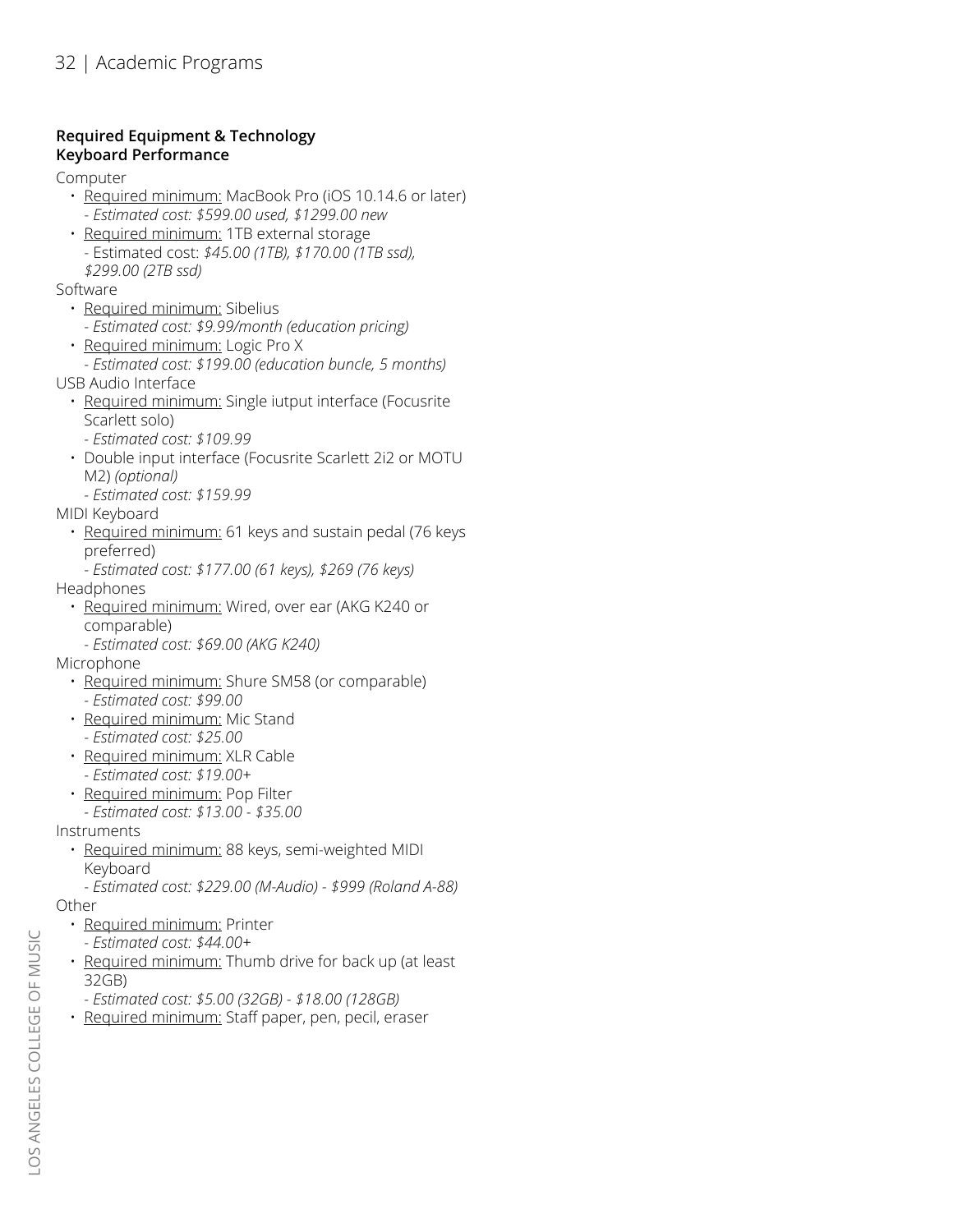**Required Equipment & Technology**
**Keyboard Performance**

Computer

- Required minimum: MacBook Pro (iOS 10.14.6 or later)
  - *Estimated cost: $599.00 used, $1299.00 new*
- Required minimum: 1TB external storage
  - Estimated cost: *$45.00 (1TB), $170.00 (1TB ssd), $299.00 (2TB ssd)*

Software

- Required minimum: Sibelius
  - *Estimated cost: $9.99/month (education pricing)*
- Required minimum: Logic Pro X
  - *Estimated cost: $199.00 (education buncle, 5 months)*

USB Audio Interface

- Required minimum: Single iutput interface (Focusrite Scarlett solo)
  - *Estimated cost: $109.99*
- Double input interface (Focusrite Scarlett 2i2 or MOTU M2) *(optional)*
  - *Estimated cost: $159.99*

MIDI Keyboard

- Required minimum: 61 keys and sustain pedal (76 keys preferred)
  - *Estimated cost: $177.00 (61 keys), $269 (76 keys)*

Headphones

- Required minimum: Wired, over ear (AKG K240 or comparable)
  - *Estimated cost: $69.00 (AKG K240)*

Microphone

- Required minimum: Shure SM58 (or comparable)
  - *Estimated cost: $99.00*
- Required minimum: Mic Stand
  - *Estimated cost: $25.00*
- Required minimum: XLR Cable
  - *Estimated cost: $19.00+*
- Required minimum: Pop Filter
  - *Estimated cost: $13.00 - $35.00*

Instruments

- Required minimum: 88 keys, semi-weighted MIDI Keyboard
  - *Estimated cost: $229.00 (M-Audio) - $999 (Roland A-88)*

Other

- Required minimum: Printer
  - *Estimated cost: $44.00+*
- Required minimum: Thumb drive for back up (at least 32GB)
  - *Estimated cost: $5.00 (32GB) - $18.00 (128GB)*
- Required minimum: Staff paper, pen, pecil, eraser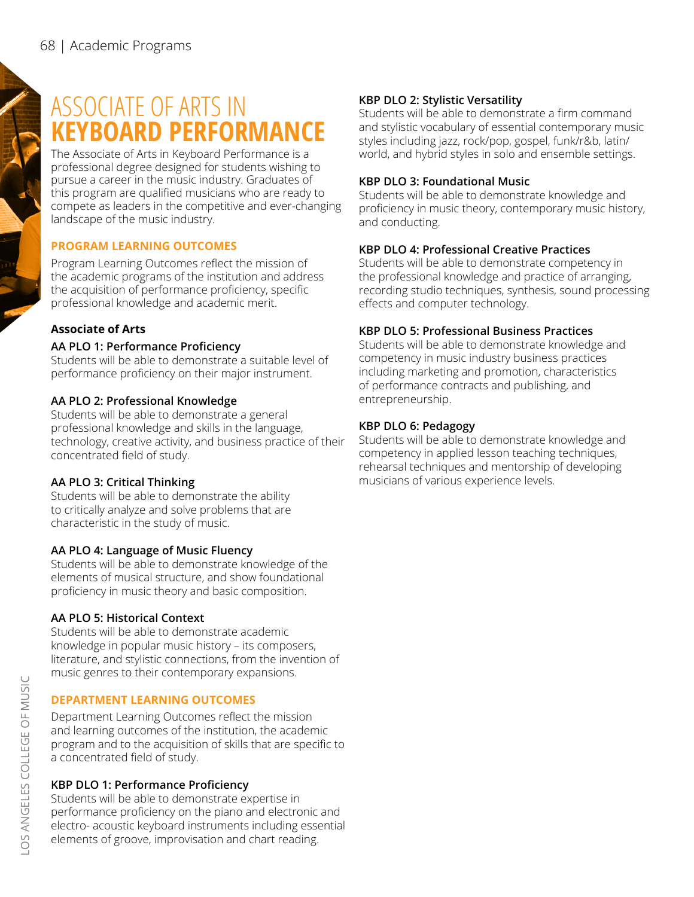# ASSOCIATE OF ARTS IN KEYBOARD PERFORMANCE

The Associate of Arts in Keyboard Performance is a professional degree designed for students wishing to pursue a career in the music industry. Graduates of this program are qualified musicians who are ready to compete as leaders in the competitive and ever-changing landscape of the music industry.

## PROGRAM LEARNING OUTCOMES

Program Learning Outcomes reflect the mission of the academic programs of the institution and address the acquisition of performance proficiency, specific professional knowledge and academic merit.

### Associate of Arts

**AA PLO 1: Performance Proficiency**
Students will be able to demonstrate a suitable level of performance proficiency on their major instrument.

**AA PLO 2: Professional Knowledge**
Students will be able to demonstrate a general professional knowledge and skills in the language, technology, creative activity, and business practice of their concentrated field of study.

**AA PLO 3: Critical Thinking**
Students will be able to demonstrate the ability to critically analyze and solve problems that are characteristic in the study of music.

**AA PLO 4: Language of Music Fluency**
Students will be able to demonstrate knowledge of the elements of musical structure, and show foundational proficiency in music theory and basic composition.

**AA PLO 5: Historical Context**
Students will be able to demonstrate academic knowledge in popular music history – its composers, literature, and stylistic connections, from the invention of music genres to their contemporary expansions.

## DEPARTMENT LEARNING OUTCOMES

Department Learning Outcomes reflect the mission and learning outcomes of the institution, the academic program and to the acquisition of skills that are specific to a concentrated field of study.

**KBP DLO 1: Performance Proficiency**
Students will be able to demonstrate expertise in performance proficiency on the piano and electronic and electro- acoustic keyboard instruments including essential elements of groove, improvisation and chart reading.

**KBP DLO 2: Stylistic Versatility**
Students will be able to demonstrate a firm command and stylistic vocabulary of essential contemporary music styles including jazz, rock/pop, gospel, funk/r&b, latin/world, and hybrid styles in solo and ensemble settings.

**KBP DLO 3: Foundational Music**
Students will be able to demonstrate knowledge and proficiency in music theory, contemporary music history, and conducting.

**KBP DLO 4: Professional Creative Practices**
Students will be able to demonstrate competency in the professional knowledge and practice of arranging, recording studio techniques, synthesis, sound processing effects and computer technology.

**KBP DLO 5: Professional Business Practices**
Students will be able to demonstrate knowledge and competency in music industry business practices including marketing and promotion, characteristics of performance contracts and publishing, and entrepreneurship.

**KBP DLO 6: Pedagogy**
Students will be able to demonstrate knowledge and competency in applied lesson teaching techniques, rehearsal techniques and mentorship of developing musicians of various experience levels.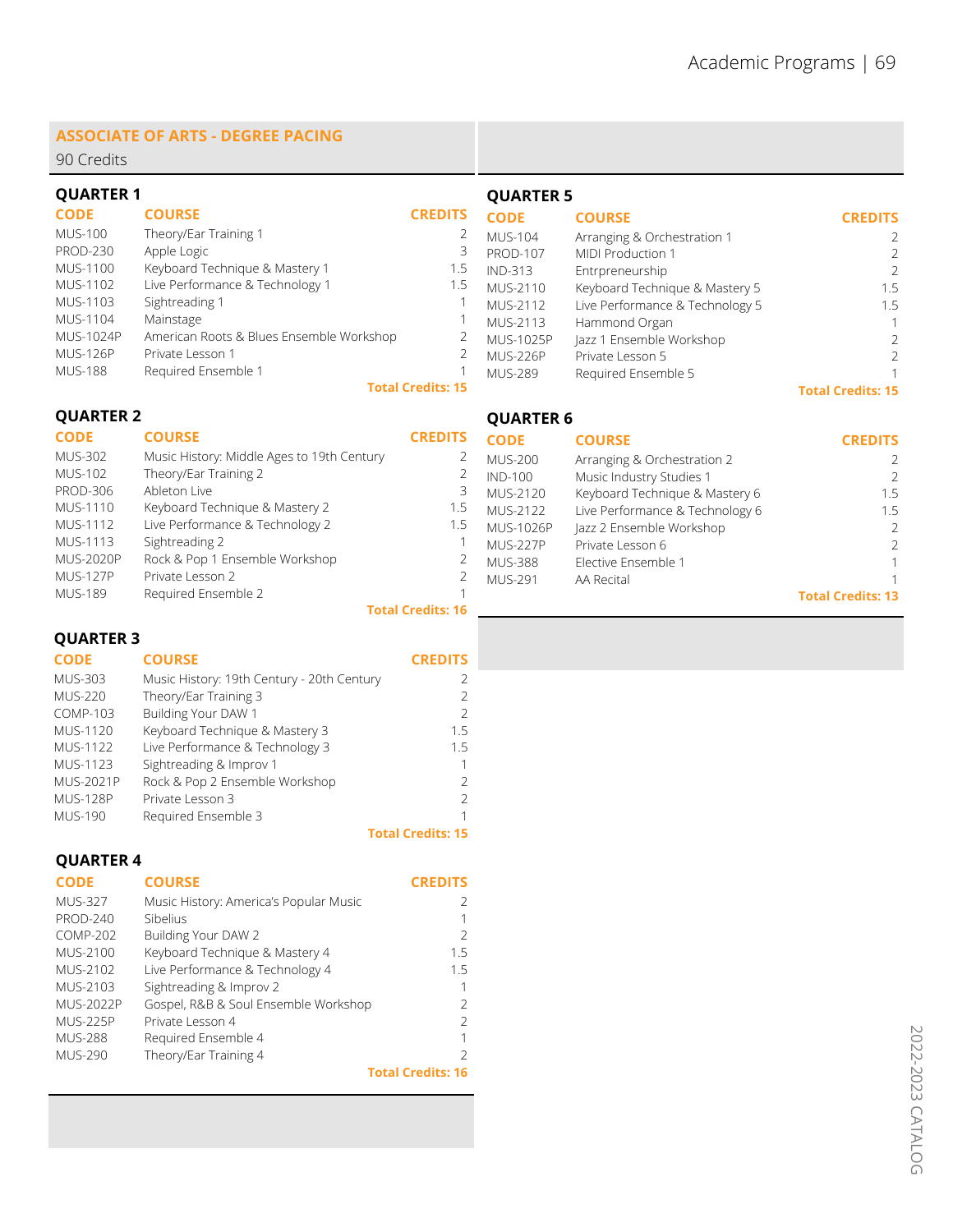## ASSOCIATE OF ARTS - DEGREE PACING

90 Credits

### QUARTER 1

| CODE | COURSE | CREDITS |
|---|---|---|
| MUS-100 | Theory/Ear Training 1 | 2 |
| PROD-230 | Apple Logic | 3 |
| MUS-1100 | Keyboard Technique & Mastery 1 | 1.5 |
| MUS-1102 | Live Performance & Technology 1 | 1.5 |
| MUS-1103 | Sightreading 1 | 1 |
| MUS-1104 | Mainstage | 1 |
| MUS-1024P | American Roots & Blues Ensemble Workshop | 2 |
| MUS-126P | Private Lesson 1 | 2 |
| MUS-188 | Required Ensemble 1 | 1 |
| | | **Total Credits: 15** |

### QUARTER 2

| CODE | COURSE | CREDITS |
|---|---|---|
| MUS-302 | Music History: Middle Ages to 19th Century | 2 |
| MUS-102 | Theory/Ear Training 2 | 2 |
| PROD-306 | Ableton Live | 3 |
| MUS-1110 | Keyboard Technique & Mastery 2 | 1.5 |
| MUS-1112 | Live Performance & Technology 2 | 1.5 |
| MUS-1113 | Sightreading 2 | 1 |
| MUS-2020P | Rock & Pop 1 Ensemble Workshop | 2 |
| MUS-127P | Private Lesson 2 | 2 |
| MUS-189 | Required Ensemble 2 | 1 |
| | | **Total Credits: 16** |

### QUARTER 3

| CODE | COURSE | CREDITS |
|---|---|---|
| MUS-303 | Music History: 19th Century - 20th Century | 2 |
| MUS-220 | Theory/Ear Training 3 | 2 |
| COMP-103 | Building Your DAW 1 | 2 |
| MUS-1120 | Keyboard Technique & Mastery 3 | 1.5 |
| MUS-1122 | Live Performance & Technology 3 | 1.5 |
| MUS-1123 | Sightreading & Improv 1 | 1 |
| MUS-2021P | Rock & Pop 2 Ensemble Workshop | 2 |
| MUS-128P | Private Lesson 3 | 2 |
| MUS-190 | Required Ensemble 3 | 1 |
| | | **Total Credits: 15** |

### QUARTER 4

| CODE | COURSE | CREDITS |
|---|---|---|
| MUS-327 | Music History: America's Popular Music | 2 |
| PROD-240 | Sibelius | 1 |
| COMP-202 | Building Your DAW 2 | 2 |
| MUS-2100 | Keyboard Technique & Mastery 4 | 1.5 |
| MUS-2102 | Live Performance & Technology 4 | 1.5 |
| MUS-2103 | Sightreading & Improv 2 | 1 |
| MUS-2022P | Gospel, R&B & Soul Ensemble Workshop | 2 |
| MUS-225P | Private Lesson 4 | 2 |
| MUS-288 | Required Ensemble 4 | 1 |
| MUS-290 | Theory/Ear Training 4 | 2 |
| | | **Total Credits: 16** |

### QUARTER 5

| CODE | COURSE | CREDITS |
|---|---|---|
| MUS-104 | Arranging & Orchestration 1 | 2 |
| PROD-107 | MIDI Production 1 | 2 |
| IND-313 | Entrpreneurship | 2 |
| MUS-2110 | Keyboard Technique & Mastery 5 | 1.5 |
| MUS-2112 | Live Performance & Technology 5 | 1.5 |
| MUS-2113 | Hammond Organ | 1 |
| MUS-1025P | Jazz 1 Ensemble Workshop | 2 |
| MUS-226P | Private Lesson 5 | 2 |
| MUS-289 | Required Ensemble 5 | 1 |
| | | **Total Credits: 15** |

### QUARTER 6

| CODE | COURSE | CREDITS |
|---|---|---|
| MUS-200 | Arranging & Orchestration 2 | 2 |
| IND-100 | Music Industry Studies 1 | 2 |
| MUS-2120 | Keyboard Technique & Mastery 6 | 1.5 |
| MUS-2122 | Live Performance & Technology 6 | 1.5 |
| MUS-1026P | Jazz 2 Ensemble Workshop | 2 |
| MUS-227P | Private Lesson 6 | 2 |
| MUS-388 | Elective Ensemble 1 | 1 |
| MUS-291 | AA Recital | 1 |
| | | **Total Credits: 13** |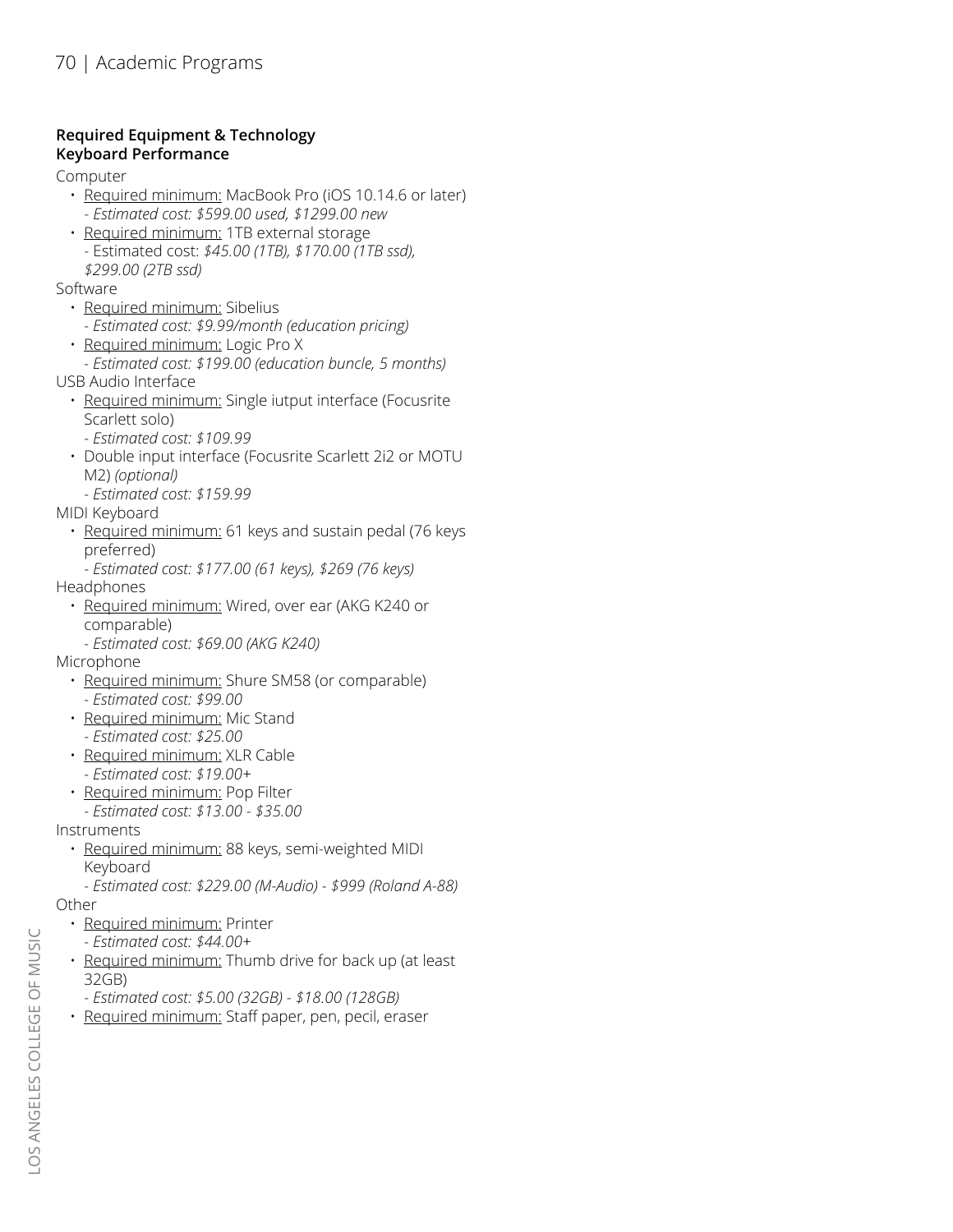**Required Equipment & Technology**
**Keyboard Performance**

Computer

- Required minimum: MacBook Pro (iOS 10.14.6 or later)
  - *Estimated cost: $599.00 used, $1299.00 new*
- Required minimum: 1TB external storage
  - Estimated cost: *$45.00 (1TB), $170.00 (1TB ssd), $299.00 (2TB ssd)*

Software

- Required minimum: Sibelius
  - *Estimated cost: $9.99/month (education pricing)*
- Required minimum: Logic Pro X
  - *Estimated cost: $199.00 (education buncle, 5 months)*

USB Audio Interface

- Required minimum: Single iutput interface (Focusrite Scarlett solo)
  - *Estimated cost: $109.99*
- Double input interface (Focusrite Scarlett 2i2 or MOTU M2) *(optional)*
  - *Estimated cost: $159.99*

MIDI Keyboard

- Required minimum: 61 keys and sustain pedal (76 keys preferred)
  - *Estimated cost: $177.00 (61 keys), $269 (76 keys)*

Headphones

- Required minimum: Wired, over ear (AKG K240 or comparable)
  - *Estimated cost: $69.00 (AKG K240)*

Microphone

- Required minimum: Shure SM58 (or comparable)
  - *Estimated cost: $99.00*
- Required minimum: Mic Stand
  - *Estimated cost: $25.00*
- Required minimum: XLR Cable
  - *Estimated cost: $19.00+*
- Required minimum: Pop Filter
  - *Estimated cost: $13.00 - $35.00*

Instruments

- Required minimum: 88 keys, semi-weighted MIDI Keyboard
  - *Estimated cost: $229.00 (M-Audio) - $999 (Roland A-88)*

Other

- Required minimum: Printer
  - *Estimated cost: $44.00+*
- Required minimum: Thumb drive for back up (at least 32GB)
  - *Estimated cost: $5.00 (32GB) - $18.00 (128GB)*
- Required minimum: Staff paper, pen, pecil, eraser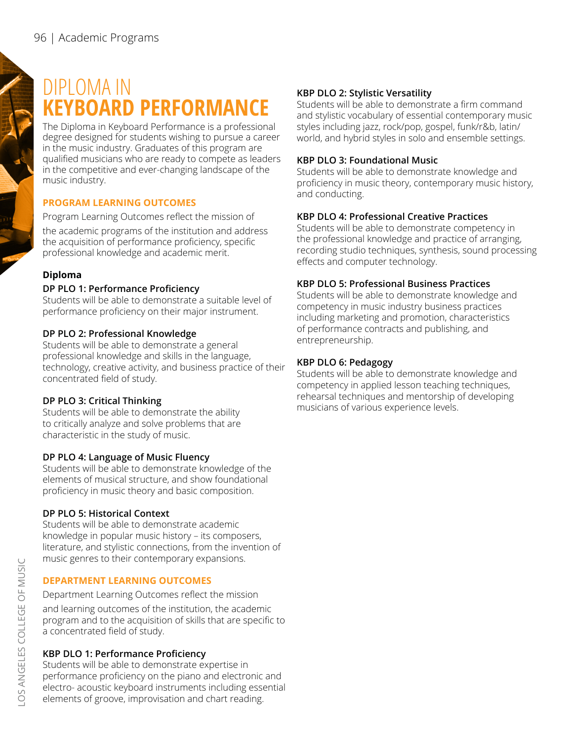# DIPLOMA IN KEYBOARD PERFORMANCE

The Diploma in Keyboard Performance is a professional degree designed for students wishing to pursue a career in the music industry. Graduates of this program are qualified musicians who are ready to compete as leaders in the competitive and ever-changing landscape of the music industry.

## PROGRAM LEARNING OUTCOMES

Program Learning Outcomes reflect the mission of the academic programs of the institution and address the acquisition of performance proficiency, specific professional knowledge and academic merit.

### Diploma

**DP PLO 1: Performance Proficiency**
Students will be able to demonstrate a suitable level of performance proficiency on their major instrument.

**DP PLO 2: Professional Knowledge**
Students will be able to demonstrate a general professional knowledge and skills in the language, technology, creative activity, and business practice of their concentrated field of study.

**DP PLO 3: Critical Thinking**
Students will be able to demonstrate the ability to critically analyze and solve problems that are characteristic in the study of music.

**DP PLO 4: Language of Music Fluency**
Students will be able to demonstrate knowledge of the elements of musical structure, and show foundational proficiency in music theory and basic composition.

**DP PLO 5: Historical Context**
Students will be able to demonstrate academic knowledge in popular music history – its composers, literature, and stylistic connections, from the invention of music genres to their contemporary expansions.

## DEPARTMENT LEARNING OUTCOMES

Department Learning Outcomes reflect the mission and learning outcomes of the institution, the academic program and to the acquisition of skills that are specific to a concentrated field of study.

**KBP DLO 1: Performance Proficiency**
Students will be able to demonstrate expertise in performance proficiency on the piano and electronic and electro- acoustic keyboard instruments including essential elements of groove, improvisation and chart reading.

**KBP DLO 2: Stylistic Versatility**
Students will be able to demonstrate a firm command and stylistic vocabulary of essential contemporary music styles including jazz, rock/pop, gospel, funk/r&b, latin/world, and hybrid styles in solo and ensemble settings.

**KBP DLO 3: Foundational Music**
Students will be able to demonstrate knowledge and proficiency in music theory, contemporary music history, and conducting.

**KBP DLO 4: Professional Creative Practices**
Students will be able to demonstrate competency in the professional knowledge and practice of arranging, recording studio techniques, synthesis, sound processing effects and computer technology.

**KBP DLO 5: Professional Business Practices**
Students will be able to demonstrate knowledge and competency in music industry business practices including marketing and promotion, characteristics of performance contracts and publishing, and entrepreneurship.

**KBP DLO 6: Pedagogy**
Students will be able to demonstrate knowledge and competency in applied lesson teaching techniques, rehearsal techniques and mentorship of developing musicians of various experience levels.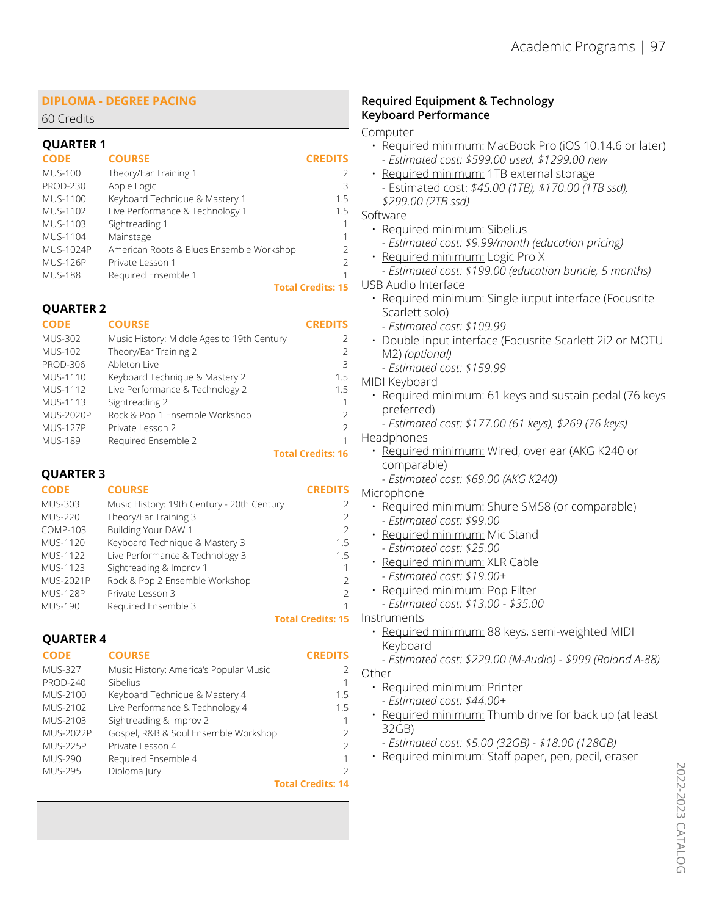## DIPLOMA - DEGREE PACING

60 Credits

### QUARTER 1

| CODE | COURSE | CREDITS |
|---|---|---|
| MUS-100 | Theory/Ear Training 1 | 2 |
| PROD-230 | Apple Logic | 3 |
| MUS-1100 | Keyboard Technique & Mastery 1 | 1.5 |
| MUS-1102 | Live Performance & Technology 1 | 1.5 |
| MUS-1103 | Sightreading 1 | 1 |
| MUS-1104 | Mainstage | 1 |
| MUS-1024P | American Roots & Blues Ensemble Workshop | 2 |
| MUS-126P | Private Lesson 1 | 2 |
| MUS-188 | Required Ensemble 1 | 1 |
| | | **Total Credits: 15** |

### QUARTER 2

| CODE | COURSE | CREDITS |
|---|---|---|
| MUS-302 | Music History: Middle Ages to 19th Century | 2 |
| MUS-102 | Theory/Ear Training 2 | 2 |
| PROD-306 | Ableton Live | 3 |
| MUS-1110 | Keyboard Technique & Mastery 2 | 1.5 |
| MUS-1112 | Live Performance & Technology 2 | 1.5 |
| MUS-1113 | Sightreading 2 | 1 |
| MUS-2020P | Rock & Pop 1 Ensemble Workshop | 2 |
| MUS-127P | Private Lesson 2 | 2 |
| MUS-189 | Required Ensemble 2 | 1 |
| | | **Total Credits: 16** |

### QUARTER 3

| CODE | COURSE | CREDITS |
|---|---|---|
| MUS-303 | Music History: 19th Century - 20th Century | 2 |
| MUS-220 | Theory/Ear Training 3 | 2 |
| COMP-103 | Building Your DAW 1 | 2 |
| MUS-1120 | Keyboard Technique & Mastery 3 | 1.5 |
| MUS-1122 | Live Performance & Technology 3 | 1.5 |
| MUS-1123 | Sightreading & Improv 1 | 1 |
| MUS-2021P | Rock & Pop 2 Ensemble Workshop | 2 |
| MUS-128P | Private Lesson 3 | 2 |
| MUS-190 | Required Ensemble 3 | 1 |
| | | **Total Credits: 15** |

### QUARTER 4

| CODE | COURSE | CREDITS |
|---|---|---|
| MUS-327 | Music History: America's Popular Music | 2 |
| PROD-240 | Sibelius | 1 |
| MUS-2100 | Keyboard Technique & Mastery 4 | 1.5 |
| MUS-2102 | Live Performance & Technology 4 | 1.5 |
| MUS-2103 | Sightreading & Improv 2 | 1 |
| MUS-2022P | Gospel, R&B & Soul Ensemble Workshop | 2 |
| MUS-225P | Private Lesson 4 | 2 |
| MUS-290 | Required Ensemble 4 | 1 |
| MUS-295 | Diploma Jury | 2 |
| | | **Total Credits: 14** |

## Required Equipment & Technology
## Keyboard Performance

Computer

- Required minimum: MacBook Pro (iOS 10.14.6 or later)
  - *Estimated cost: $599.00 used, $1299.00 new*
- Required minimum: 1TB external storage
  - Estimated cost: *$45.00 (1TB), $170.00 (1TB ssd), $299.00 (2TB ssd)*

Software

- Required minimum: Sibelius
  - *Estimated cost: $9.99/month (education pricing)*
- Required minimum: Logic Pro X
  - *Estimated cost: $199.00 (education buncle, 5 months)*

USB Audio Interface

- Required minimum: Single iutput interface (Focusrite Scarlett solo)
  - *Estimated cost: $109.99*
- Double input interface (Focusrite Scarlett 2i2 or MOTU M2) *(optional)*
  - *Estimated cost: $159.99*

MIDI Keyboard

- Required minimum: 61 keys and sustain pedal (76 keys preferred)
  - *Estimated cost: $177.00 (61 keys), $269 (76 keys)*

Headphones

- Required minimum: Wired, over ear (AKG K240 or comparable)
  - *Estimated cost: $69.00 (AKG K240)*

Microphone

- Required minimum: Shure SM58 (or comparable)
  - *Estimated cost: $99.00*
- Required minimum: Mic Stand
  - *Estimated cost: $25.00*
- Required minimum: XLR Cable
  - *Estimated cost: $19.00+*
- Required minimum: Pop Filter
  - *Estimated cost: $13.00 - $35.00*

Instruments

- Required minimum: 88 keys, semi-weighted MIDI Keyboard
  - *Estimated cost: $229.00 (M-Audio) - $999 (Roland A-88)*

Other

- Required minimum: Printer
  - *Estimated cost: $44.00+*
- Required minimum: Thumb drive for back up (at least 32GB)
  - *Estimated cost: $5.00 (32GB) - $18.00 (128GB)*
- Required minimum: Staff paper, pen, pecil, eraser